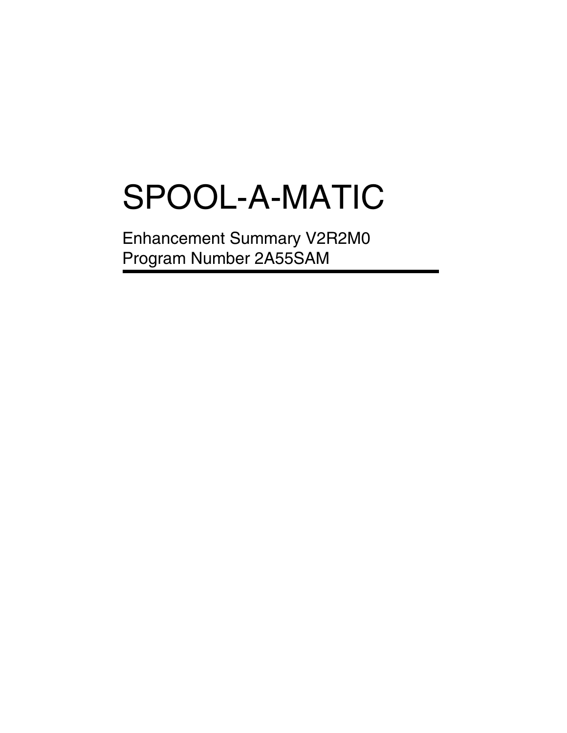# SPOOL-A-MATIC

Enhancement Summary V2R2M0
Program Number 2A55SAM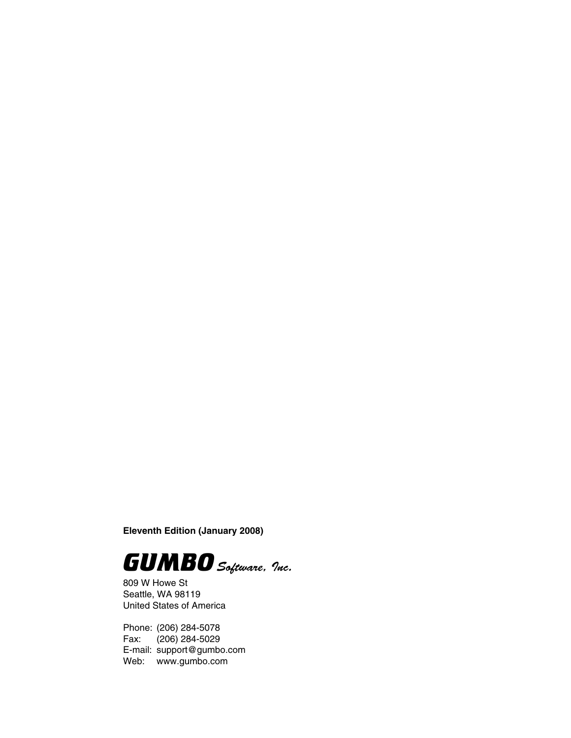**Eleventh Edition (January 2008)**

**GUMBO** *Software, Inc.*

809 W Howe St
Seattle, WA 98119
United States of America

Phone: (206) 284-5078
Fax: (206) 284-5029
E-mail: support@gumbo.com
Web: www.gumbo.com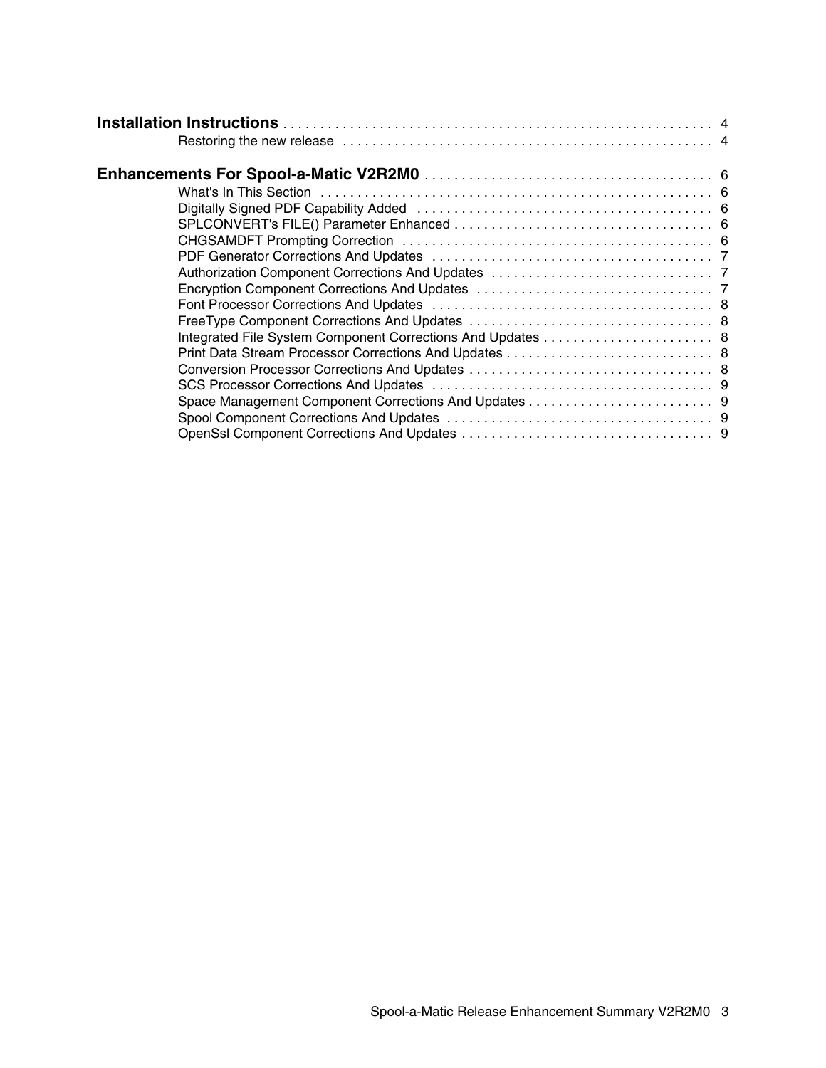**Installation Instructions** . . . . . . . . . . 4

Restoring the new release . . . . . . . . . . 4

**Enhancements For Spool-a-Matic V2R2M0** . . . . . . . . . . 6

What's In This Section . . . . . . . . . . 6

Digitally Signed PDF Capability Added . . . . . . . . . . 6

SPLCONVERT's FILE() Parameter Enhanced . . . . . . . . . . 6

CHGSAMDFT Prompting Correction . . . . . . . . . . 6

PDF Generator Corrections And Updates . . . . . . . . . . 7

Authorization Component Corrections And Updates . . . . . . . . . . 7

Encryption Component Corrections And Updates . . . . . . . . . . 7

Font Processor Corrections And Updates . . . . . . . . . . 8

FreeType Component Corrections And Updates . . . . . . . . . . 8

Integrated File System Component Corrections And Updates . . . . . . . . . . 8

Print Data Stream Processor Corrections And Updates . . . . . . . . . . 8

Conversion Processor Corrections And Updates . . . . . . . . . . 8

SCS Processor Corrections And Updates . . . . . . . . . . 9

Space Management Component Corrections And Updates . . . . . . . . . . 9

Spool Component Corrections And Updates . . . . . . . . . . 9

OpenSsl Component Corrections And Updates . . . . . . . . . . 9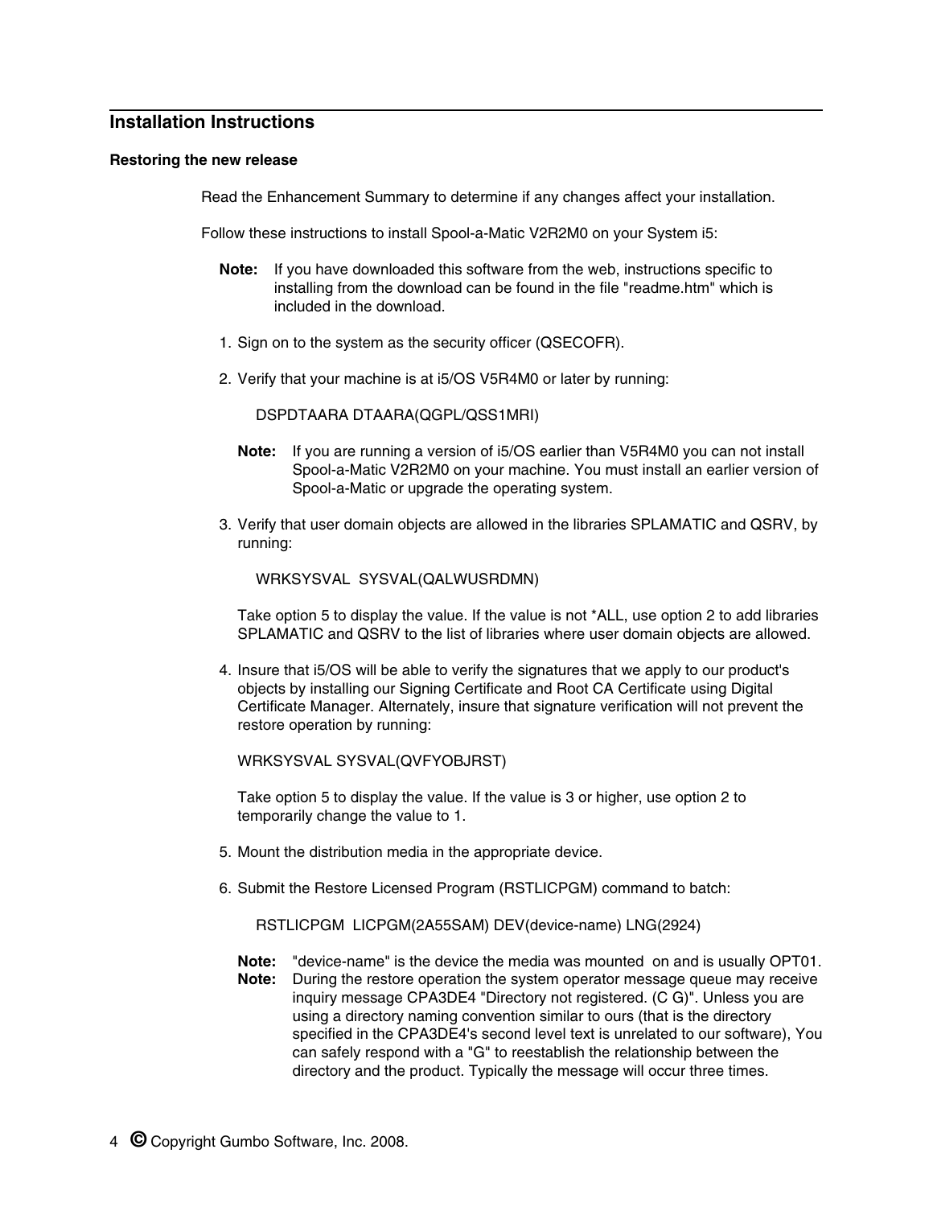## Installation Instructions

### Restoring the new release

Read the Enhancement Summary to determine if any changes affect your installation.

Follow these instructions to install Spool-a-Matic V2R2M0 on your System i5:

**Note:** If you have downloaded this software from the web, instructions specific to installing from the download can be found in the file "readme.htm" which is included in the download.

1. Sign on to the system as the security officer (QSECOFR).

2. Verify that your machine is at i5/OS V5R4M0 or later by running:

   ```
   DSPDTAARA DTAARA(QGPL/QSS1MRI)
   ```

   **Note:** If you are running a version of i5/OS earlier than V5R4M0 you can not install Spool-a-Matic V2R2M0 on your machine. You must install an earlier version of Spool-a-Matic or upgrade the operating system.

3. Verify that user domain objects are allowed in the libraries SPLAMATIC and QSRV, by running:

   ```
   WRKSYSVAL  SYSVAL(QALWUSRDMN)
   ```

   Take option 5 to display the value. If the value is not *ALL, use option 2 to add libraries SPLAMATIC and QSRV to the list of libraries where user domain objects are allowed.

4. Insure that i5/OS will be able to verify the signatures that we apply to our product's objects by installing our Signing Certificate and Root CA Certificate using Digital Certificate Manager. Alternately, insure that signature verification will not prevent the restore operation by running:

   ```
   WRKSYSVAL SYSVAL(QVFYOBJRST)
   ```

   Take option 5 to display the value. If the value is 3 or higher, use option 2 to temporarily change the value to 1.

5. Mount the distribution media in the appropriate device.

6. Submit the Restore Licensed Program (RSTLICPGM) command to batch:

   ```
   RSTLICPGM  LICPGM(2A55SAM) DEV(device-name) LNG(2924)
   ```

   **Note:** "device-name" is the device the media was mounted on and is usually OPT01.

   **Note:** During the restore operation the system operator message queue may receive inquiry message CPA3DE4 "Directory not registered. (C G)". Unless you are using a directory naming convention similar to ours (that is the directory specified in the CPA3DE4's second level text is unrelated to our software), You can safely respond with a "G" to reestablish the relationship between the directory and the product. Typically the message will occur three times.

© Copyright Gumbo Software, Inc. 2008.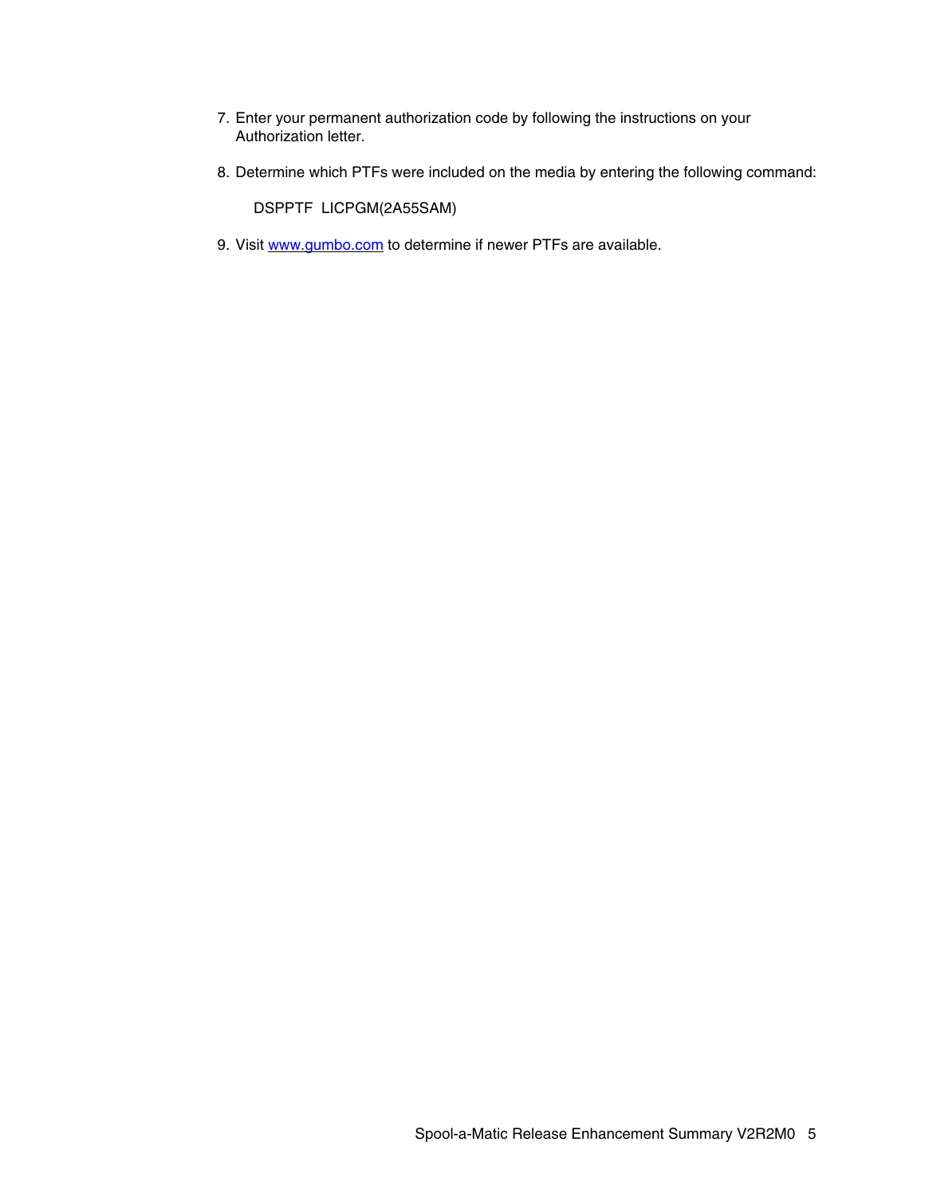7. Enter your permanent authorization code by following the instructions on your Authorization letter.

8. Determine which PTFs were included on the media by entering the following command:

   ```
   DSPPTF  LICPGM(2A55SAM)
   ```

9. Visit [www.gumbo.com](http://www.gumbo.com) to determine if newer PTFs are available.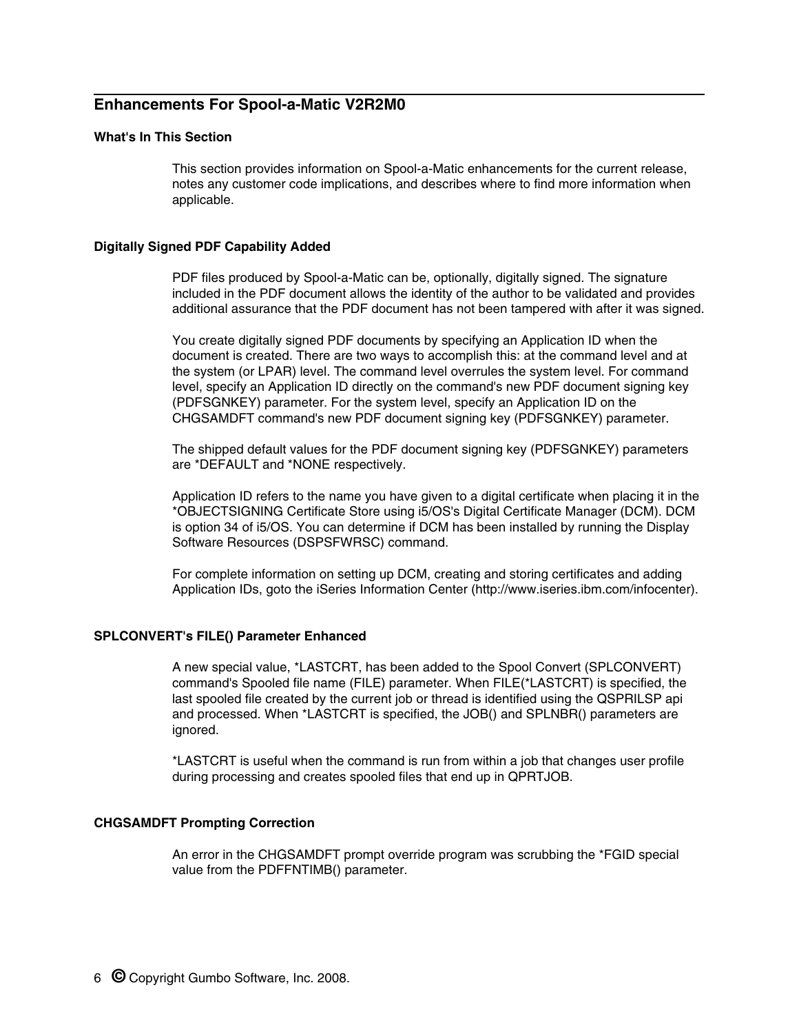## Enhancements For Spool-a-Matic V2R2M0

### What's In This Section

This section provides information on Spool-a-Matic enhancements for the current release, notes any customer code implications, and describes where to find more information when applicable.

### Digitally Signed PDF Capability Added

PDF files produced by Spool-a-Matic can be, optionally, digitally signed. The signature included in the PDF document allows the identity of the author to be validated and provides additional assurance that the PDF document has not been tampered with after it was signed.

You create digitally signed PDF documents by specifying an Application ID when the document is created. There are two ways to accomplish this: at the command level and at the system (or LPAR) level. The command level overrules the system level. For command level, specify an Application ID directly on the command's new PDF document signing key (PDFSGNKEY) parameter. For the system level, specify an Application ID on the CHGSAMDFT command's new PDF document signing key (PDFSGNKEY) parameter.

The shipped default values for the PDF document signing key (PDFSGNKEY) parameters are *DEFAULT and *NONE respectively.

Application ID refers to the name you have given to a digital certificate when placing it in the *OBJECTSIGNING Certificate Store using i5/OS's Digital Certificate Manager (DCM). DCM is option 34 of i5/OS. You can determine if DCM has been installed by running the Display Software Resources (DSPSFWRSC) command.

For complete information on setting up DCM, creating and storing certificates and adding Application IDs, goto the iSeries Information Center (http://www.iseries.ibm.com/infocenter).

### SPLCONVERT's FILE() Parameter Enhanced

A new special value, *LASTCRT, has been added to the Spool Convert (SPLCONVERT) command's Spooled file name (FILE) parameter. When FILE(*LASTCRT) is specified, the last spooled file created by the current job or thread is identified using the QSPRILSP api and processed. When *LASTCRT is specified, the JOB() and SPLNBR() parameters are ignored.

*LASTCRT is useful when the command is run from within a job that changes user profile during processing and creates spooled files that end up in QPRTJOB.

### CHGSAMDFT Prompting Correction

An error in the CHGSAMDFT prompt override program was scrubbing the *FGID special value from the PDFFNTIMB() parameter.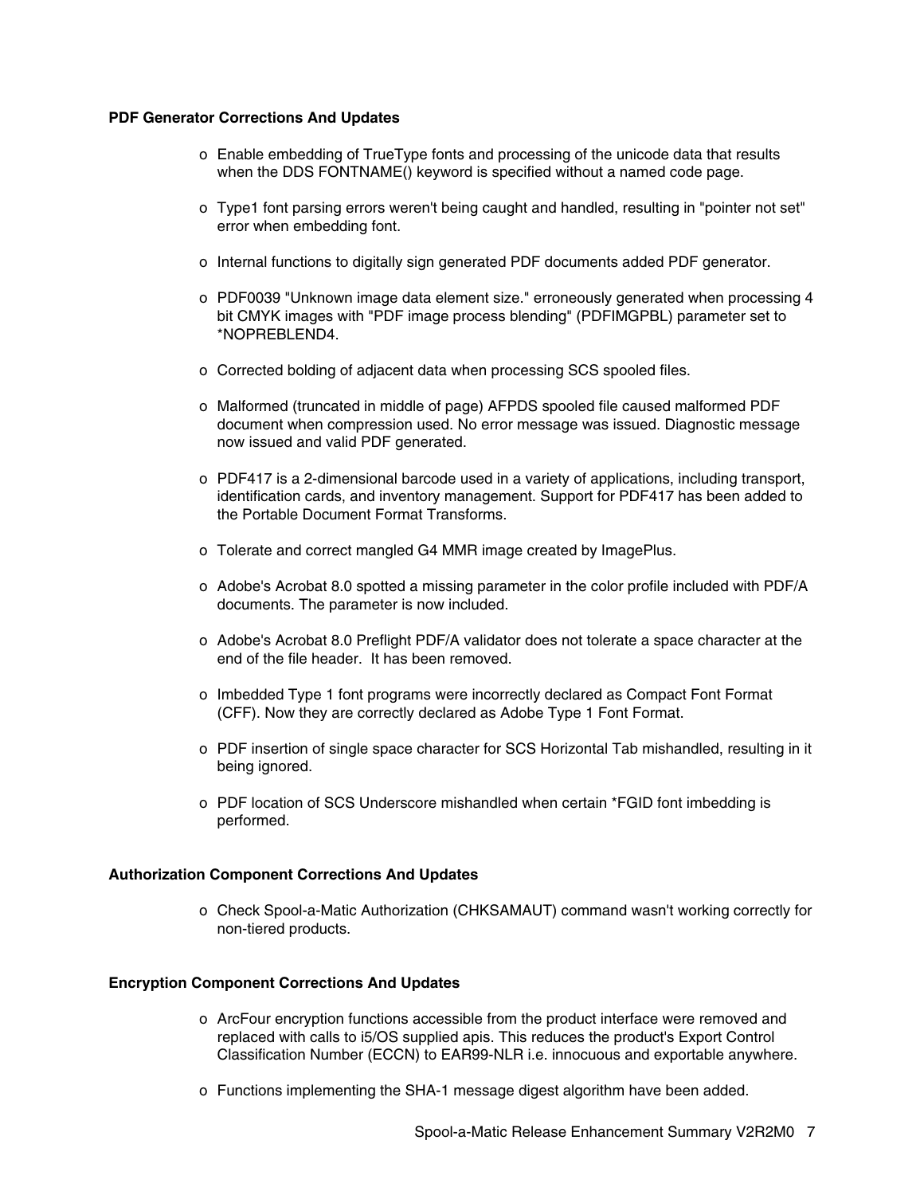**PDF Generator Corrections And Updates**

- Enable embedding of TrueType fonts and processing of the unicode data that results when the DDS FONTNAME() keyword is specified without a named code page.
- Type1 font parsing errors weren't being caught and handled, resulting in "pointer not set" error when embedding font.
- Internal functions to digitally sign generated PDF documents added PDF generator.
- PDF0039 "Unknown image data element size." erroneously generated when processing 4 bit CMYK images with "PDF image process blending" (PDFIMGPBL) parameter set to *NOPREBLEND4.
- Corrected bolding of adjacent data when processing SCS spooled files.
- Malformed (truncated in middle of page) AFPDS spooled file caused malformed PDF document when compression used. No error message was issued. Diagnostic message now issued and valid PDF generated.
- PDF417 is a 2-dimensional barcode used in a variety of applications, including transport, identification cards, and inventory management. Support for PDF417 has been added to the Portable Document Format Transforms.
- Tolerate and correct mangled G4 MMR image created by ImagePlus.
- Adobe's Acrobat 8.0 spotted a missing parameter in the color profile included with PDF/A documents. The parameter is now included.
- Adobe's Acrobat 8.0 Preflight PDF/A validator does not tolerate a space character at the end of the file header. It has been removed.
- Imbedded Type 1 font programs were incorrectly declared as Compact Font Format (CFF). Now they are correctly declared as Adobe Type 1 Font Format.
- PDF insertion of single space character for SCS Horizontal Tab mishandled, resulting in it being ignored.
- PDF location of SCS Underscore mishandled when certain *FGID font imbedding is performed.

**Authorization Component Corrections And Updates**

- Check Spool-a-Matic Authorization (CHKSAMAUT) command wasn't working correctly for non-tiered products.

**Encryption Component Corrections And Updates**

- ArcFour encryption functions accessible from the product interface were removed and replaced with calls to i5/OS supplied apis. This reduces the product's Export Control Classification Number (ECCN) to EAR99-NLR i.e. innocuous and exportable anywhere.
- Functions implementing the SHA-1 message digest algorithm have been added.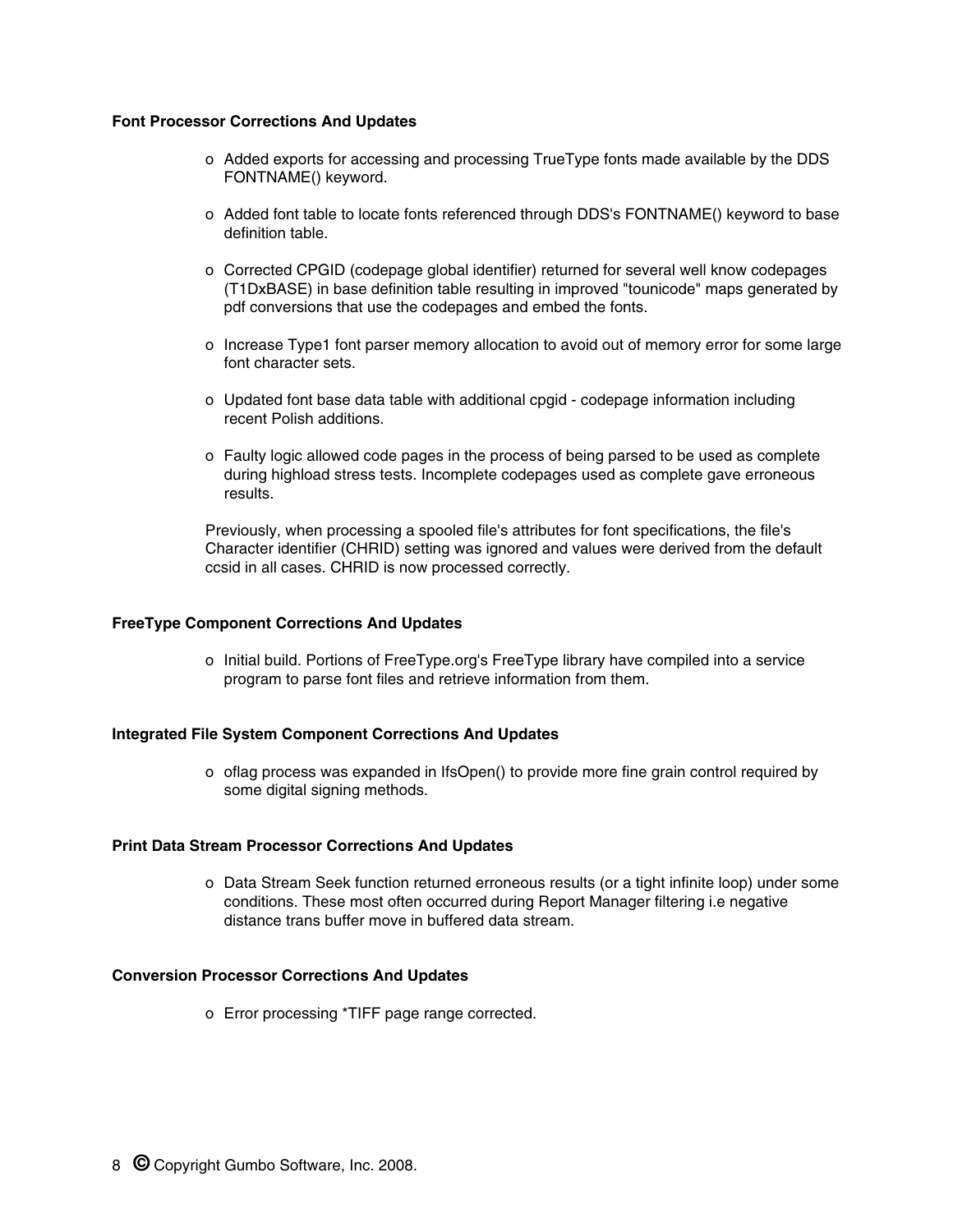**Font Processor Corrections And Updates**

- Added exports for accessing and processing TrueType fonts made available by the DDS FONTNAME() keyword.
- Added font table to locate fonts referenced through DDS's FONTNAME() keyword to base definition table.
- Corrected CPGID (codepage global identifier) returned for several well know codepages (T1DxBASE) in base definition table resulting in improved "tounicode" maps generated by pdf conversions that use the codepages and embed the fonts.
- Increase Type1 font parser memory allocation to avoid out of memory error for some large font character sets.
- Updated font base data table with additional cpgid - codepage information including recent Polish additions.
- Faulty logic allowed code pages in the process of being parsed to be used as complete during highload stress tests. Incomplete codepages used as complete gave erroneous results.

Previously, when processing a spooled file's attributes for font specifications, the file's Character identifier (CHRID) setting was ignored and values were derived from the default ccsid in all cases. CHRID is now processed correctly.

**FreeType Component Corrections And Updates**

- Initial build. Portions of FreeType.org's FreeType library have compiled into a service program to parse font files and retrieve information from them.

**Integrated File System Component Corrections And Updates**

- oflag process was expanded in IfsOpen() to provide more fine grain control required by some digital signing methods.

**Print Data Stream Processor Corrections And Updates**

- Data Stream Seek function returned erroneous results (or a tight infinite loop) under some conditions. These most often occurred during Report Manager filtering i.e negative distance trans buffer move in buffered data stream.

**Conversion Processor Corrections And Updates**

- Error processing *TIFF page range corrected.

© Copyright Gumbo Software, Inc. 2008.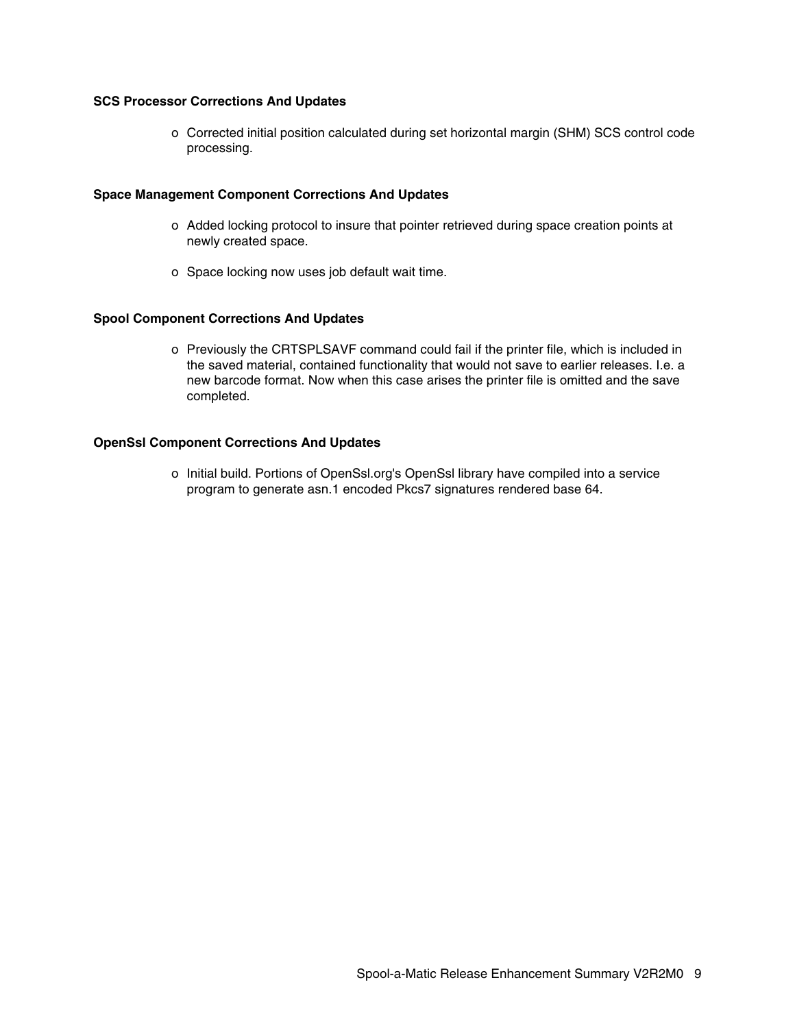#### SCS Processor Corrections And Updates

- Corrected initial position calculated during set horizontal margin (SHM) SCS control code processing.

#### Space Management Component Corrections And Updates

- Added locking protocol to insure that pointer retrieved during space creation points at newly created space.

- Space locking now uses job default wait time.

#### Spool Component Corrections And Updates

- Previously the CRTSPLSAVF command could fail if the printer file, which is included in the saved material, contained functionality that would not save to earlier releases. I.e. a new barcode format. Now when this case arises the printer file is omitted and the save completed.

#### OpenSsl Component Corrections And Updates

- Initial build. Portions of OpenSsl.org's OpenSsl library have compiled into a service program to generate asn.1 encoded Pkcs7 signatures rendered base 64.